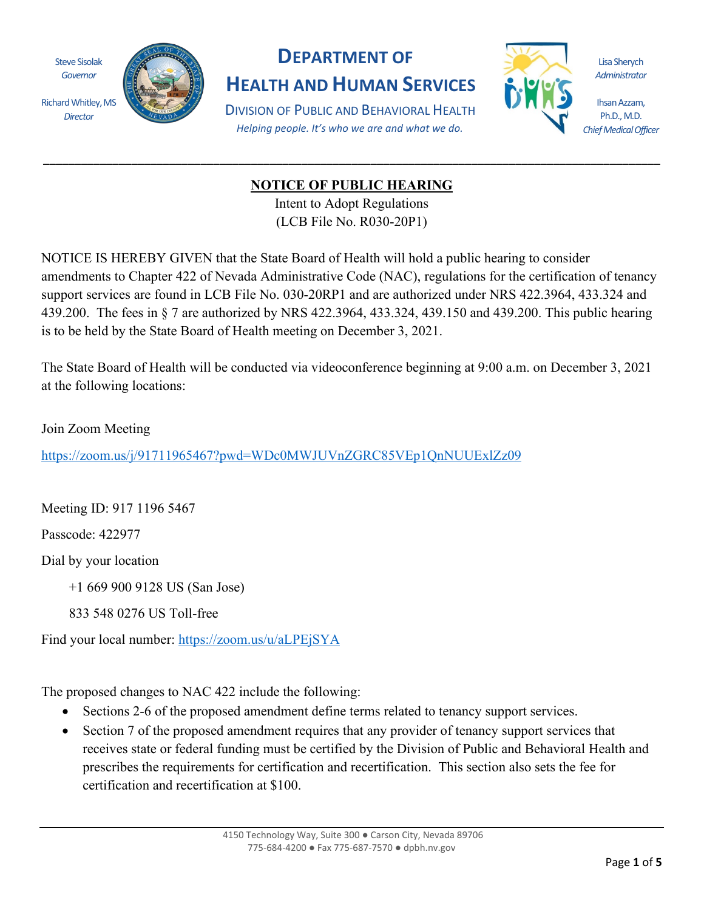Steve Sisolak
*Governor*

Richard Whitley, MS
*Director*

# DEPARTMENT OF HEALTH AND HUMAN SERVICES

DIVISION OF PUBLIC AND BEHAVIORAL HEALTH

*Helping people. It's who we are and what we do.*

Lisa Sherych
*Administrator*

Ihsan Azzam, Ph.D., M.D.
*Chief Medical Officer*

---

## NOTICE OF PUBLIC HEARING

Intent to Adopt Regulations
(LCB File No. R030-20P1)

NOTICE IS HEREBY GIVEN that the State Board of Health will hold a public hearing to consider amendments to Chapter 422 of Nevada Administrative Code (NAC), regulations for the certification of tenancy support services are found in LCB File No. 030-20RP1 and are authorized under NRS 422.3964, 433.324 and 439.200. The fees in § 7 are authorized by NRS 422.3964, 433.324, 439.150 and 439.200. This public hearing is to be held by the State Board of Health meeting on December 3, 2021.

The State Board of Health will be conducted via videoconference beginning at 9:00 a.m. on December 3, 2021 at the following locations:

Join Zoom Meeting

https://zoom.us/j/91711965467?pwd=WDc0MWJUVnZGRC85VEp1QnNUUExlZz09

Meeting ID: 917 1196 5467

Passcode: 422977

Dial by your location

+1 669 900 9128 US (San Jose)

833 548 0276 US Toll-free

Find your local number: https://zoom.us/u/aLPEjSYA

The proposed changes to NAC 422 include the following:

- Sections 2-6 of the proposed amendment define terms related to tenancy support services.
- Section 7 of the proposed amendment requires that any provider of tenancy support services that receives state or federal funding must be certified by the Division of Public and Behavioral Health and prescribes the requirements for certification and recertification. This section also sets the fee for certification and recertification at $100.

4150 Technology Way, Suite 300 ● Carson City, Nevada 89706
775-684-4200 ● Fax 775-687-7570 ● dpbh.nv.gov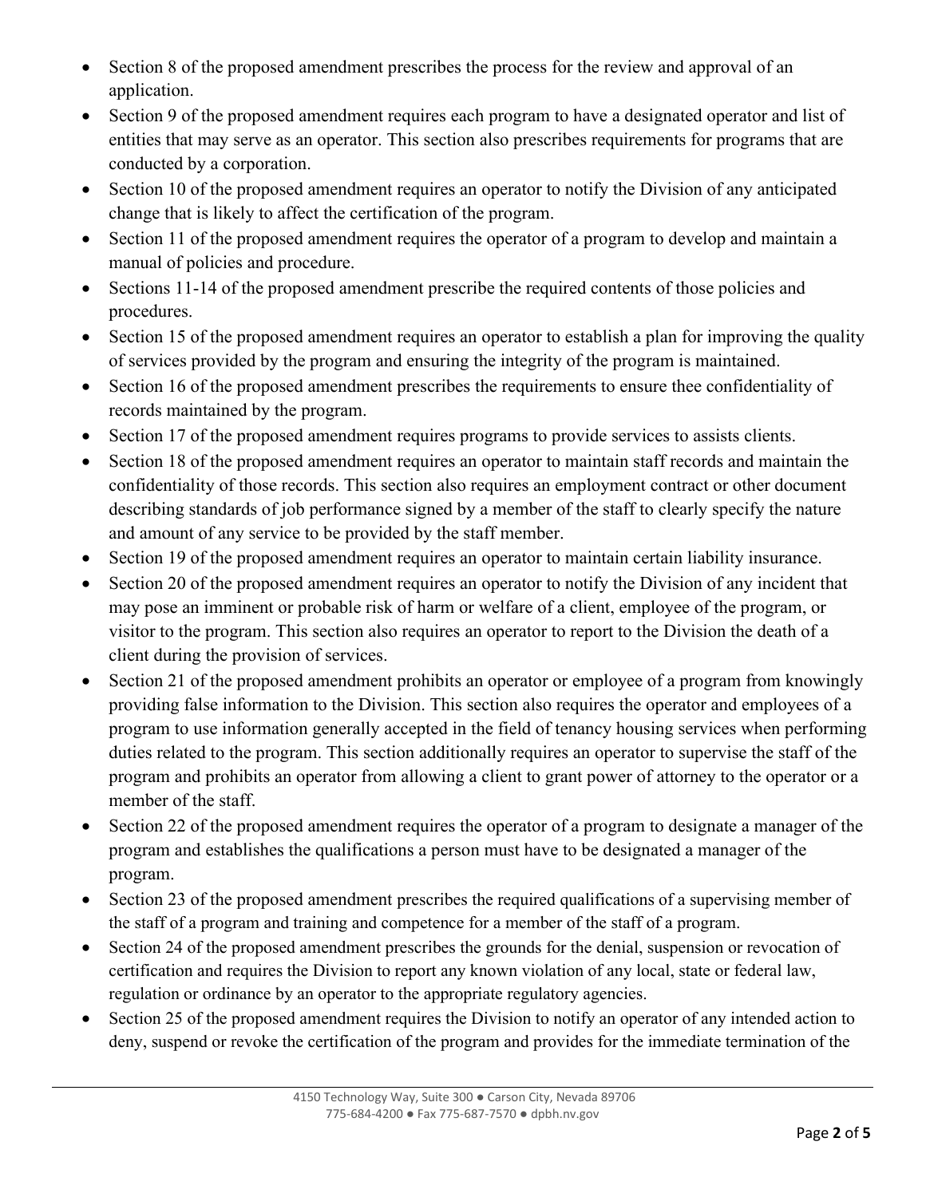- Section 8 of the proposed amendment prescribes the process for the review and approval of an application.
- Section 9 of the proposed amendment requires each program to have a designated operator and list of entities that may serve as an operator. This section also prescribes requirements for programs that are conducted by a corporation.
- Section 10 of the proposed amendment requires an operator to notify the Division of any anticipated change that is likely to affect the certification of the program.
- Section 11 of the proposed amendment requires the operator of a program to develop and maintain a manual of policies and procedure.
- Sections 11-14 of the proposed amendment prescribe the required contents of those policies and procedures.
- Section 15 of the proposed amendment requires an operator to establish a plan for improving the quality of services provided by the program and ensuring the integrity of the program is maintained.
- Section 16 of the proposed amendment prescribes the requirements to ensure thee confidentiality of records maintained by the program.
- Section 17 of the proposed amendment requires programs to provide services to assists clients.
- Section 18 of the proposed amendment requires an operator to maintain staff records and maintain the confidentiality of those records. This section also requires an employment contract or other document describing standards of job performance signed by a member of the staff to clearly specify the nature and amount of any service to be provided by the staff member.
- Section 19 of the proposed amendment requires an operator to maintain certain liability insurance.
- Section 20 of the proposed amendment requires an operator to notify the Division of any incident that may pose an imminent or probable risk of harm or welfare of a client, employee of the program, or visitor to the program. This section also requires an operator to report to the Division the death of a client during the provision of services.
- Section 21 of the proposed amendment prohibits an operator or employee of a program from knowingly providing false information to the Division. This section also requires the operator and employees of a program to use information generally accepted in the field of tenancy housing services when performing duties related to the program. This section additionally requires an operator to supervise the staff of the program and prohibits an operator from allowing a client to grant power of attorney to the operator or a member of the staff.
- Section 22 of the proposed amendment requires the operator of a program to designate a manager of the program and establishes the qualifications a person must have to be designated a manager of the program.
- Section 23 of the proposed amendment prescribes the required qualifications of a supervising member of the staff of a program and training and competence for a member of the staff of a program.
- Section 24 of the proposed amendment prescribes the grounds for the denial, suspension or revocation of certification and requires the Division to report any known violation of any local, state or federal law, regulation or ordinance by an operator to the appropriate regulatory agencies.
- Section 25 of the proposed amendment requires the Division to notify an operator of any intended action to deny, suspend or revoke the certification of the program and provides for the immediate termination of the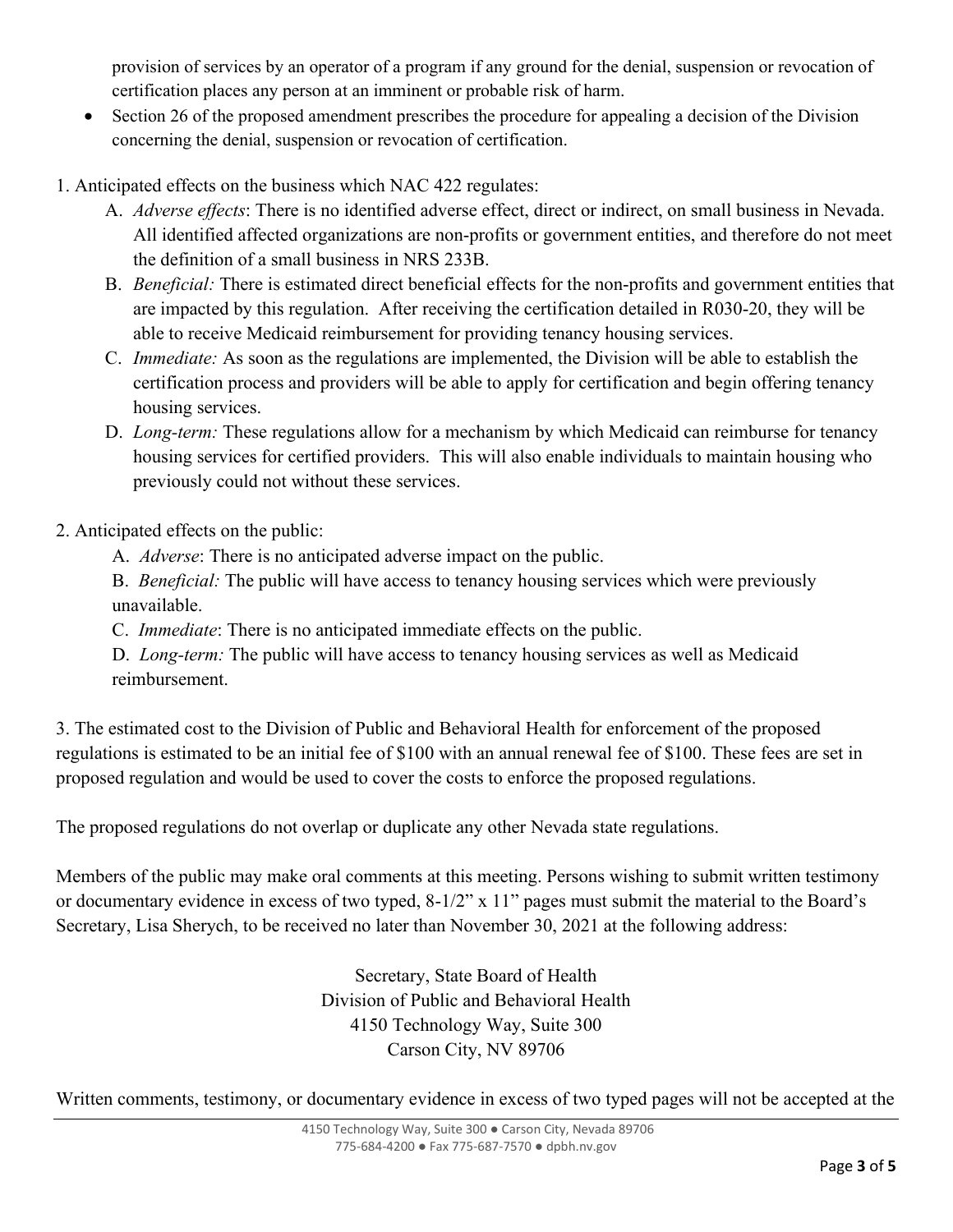provision of services by an operator of a program if any ground for the denial, suspension or revocation of certification places any person at an imminent or probable risk of harm.

- Section 26 of the proposed amendment prescribes the procedure for appealing a decision of the Division concerning the denial, suspension or revocation of certification.

1. Anticipated effects on the business which NAC 422 regulates:
   A. *Adverse effects*: There is no identified adverse effect, direct or indirect, on small business in Nevada. All identified affected organizations are non-profits or government entities, and therefore do not meet the definition of a small business in NRS 233B.
   B. *Beneficial:* There is estimated direct beneficial effects for the non-profits and government entities that are impacted by this regulation. After receiving the certification detailed in R030-20, they will be able to receive Medicaid reimbursement for providing tenancy housing services.
   C. *Immediate:* As soon as the regulations are implemented, the Division will be able to establish the certification process and providers will be able to apply for certification and begin offering tenancy housing services.
   D. *Long-term:* These regulations allow for a mechanism by which Medicaid can reimburse for tenancy housing services for certified providers. This will also enable individuals to maintain housing who previously could not without these services.

2. Anticipated effects on the public:
   A. *Adverse*: There is no anticipated adverse impact on the public.
   B. *Beneficial:* The public will have access to tenancy housing services which were previously unavailable.
   C. *Immediate*: There is no anticipated immediate effects on the public.
   D. *Long-term:* The public will have access to tenancy housing services as well as Medicaid reimbursement.

3. The estimated cost to the Division of Public and Behavioral Health for enforcement of the proposed regulations is estimated to be an initial fee of $100 with an annual renewal fee of $100. These fees are set in proposed regulation and would be used to cover the costs to enforce the proposed regulations.

The proposed regulations do not overlap or duplicate any other Nevada state regulations.

Members of the public may make oral comments at this meeting. Persons wishing to submit written testimony or documentary evidence in excess of two typed, 8-1/2" x 11" pages must submit the material to the Board's Secretary, Lisa Sherych, to be received no later than November 30, 2021 at the following address:

Secretary, State Board of Health
Division of Public and Behavioral Health
4150 Technology Way, Suite 300
Carson City, NV 89706

Written comments, testimony, or documentary evidence in excess of two typed pages will not be accepted at the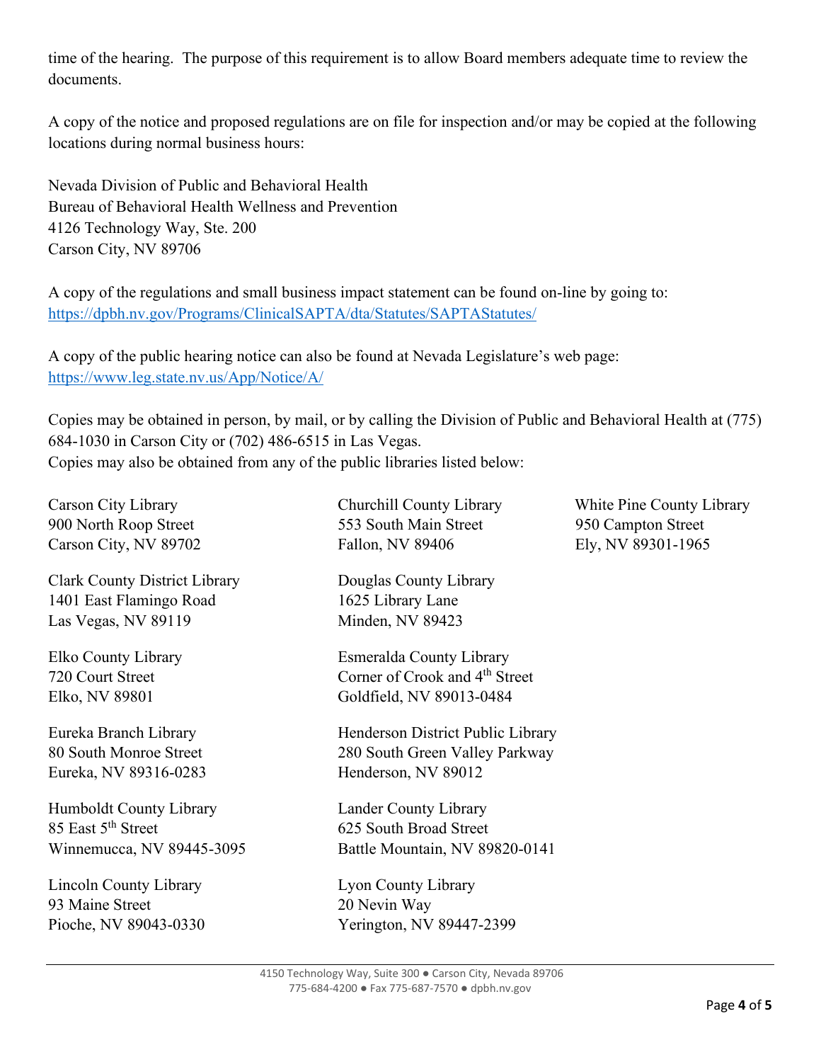time of the hearing. The purpose of this requirement is to allow Board members adequate time to review the documents.

A copy of the notice and proposed regulations are on file for inspection and/or may be copied at the following locations during normal business hours:

Nevada Division of Public and Behavioral Health
Bureau of Behavioral Health Wellness and Prevention
4126 Technology Way, Ste. 200
Carson City, NV 89706

A copy of the regulations and small business impact statement can be found on-line by going to:
https://dpbh.nv.gov/Programs/ClinicalSAPTA/dta/Statutes/SAPTAStatutes/

A copy of the public hearing notice can also be found at Nevada Legislature's web page:
https://www.leg.state.nv.us/App/Notice/A/

Copies may be obtained in person, by mail, or by calling the Division of Public and Behavioral Health at (775) 684-1030 in Carson City or (702) 486-6515 in Las Vegas.
Copies may also be obtained from any of the public libraries listed below:

Carson City Library
900 North Roop Street
Carson City, NV 89702

Clark County District Library
1401 East Flamingo Road
Las Vegas, NV 89119

Elko County Library
720 Court Street
Elko, NV 89801

Eureka Branch Library
80 South Monroe Street
Eureka, NV 89316-0283

Humboldt County Library
85 East 5th Street
Winnemucca, NV 89445-3095

Lincoln County Library
93 Maine Street
Pioche, NV 89043-0330

Churchill County Library
553 South Main Street
Fallon, NV 89406

Douglas County Library
1625 Library Lane
Minden, NV 89423

Esmeralda County Library
Corner of Crook and 4th Street
Goldfield, NV 89013-0484

Henderson District Public Library
280 South Green Valley Parkway
Henderson, NV 89012

Lander County Library
625 South Broad Street
Battle Mountain, NV 89820-0141

Lyon County Library
20 Nevin Way
Yerington, NV 89447-2399

White Pine County Library
950 Campton Street
Ely, NV 89301-1965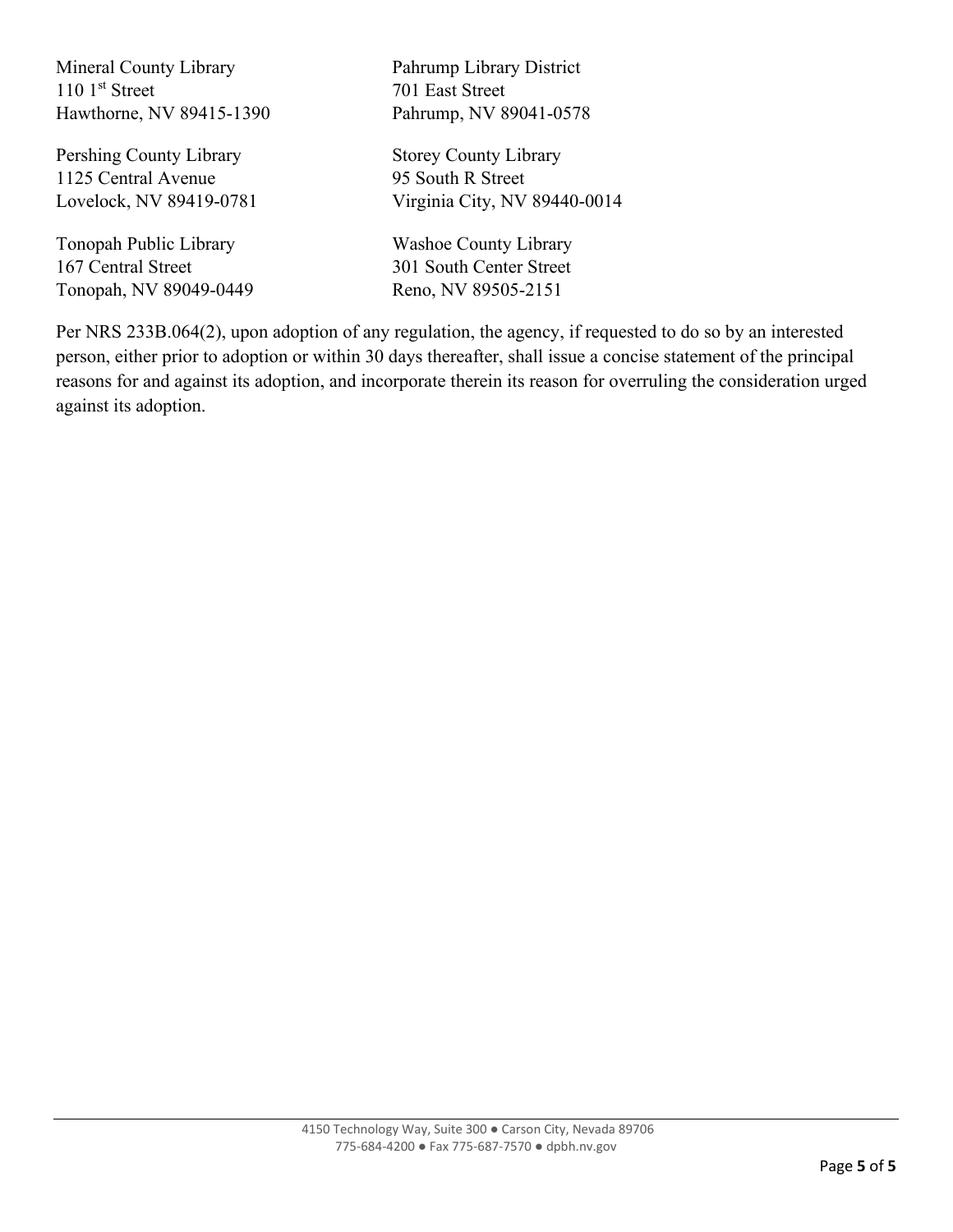Mineral County Library
110 1st Street
Hawthorne, NV 89415-1390

Pahrump Library District
701 East Street
Pahrump, NV 89041-0578

Pershing County Library
1125 Central Avenue
Lovelock, NV 89419-0781

Storey County Library
95 South R Street
Virginia City, NV 89440-0014

Tonopah Public Library
167 Central Street
Tonopah, NV 89049-0449

Washoe County Library
301 South Center Street
Reno, NV 89505-2151

Per NRS 233B.064(2), upon adoption of any regulation, the agency, if requested to do so by an interested person, either prior to adoption or within 30 days thereafter, shall issue a concise statement of the principal reasons for and against its adoption, and incorporate therein its reason for overruling the consideration urged against its adoption.